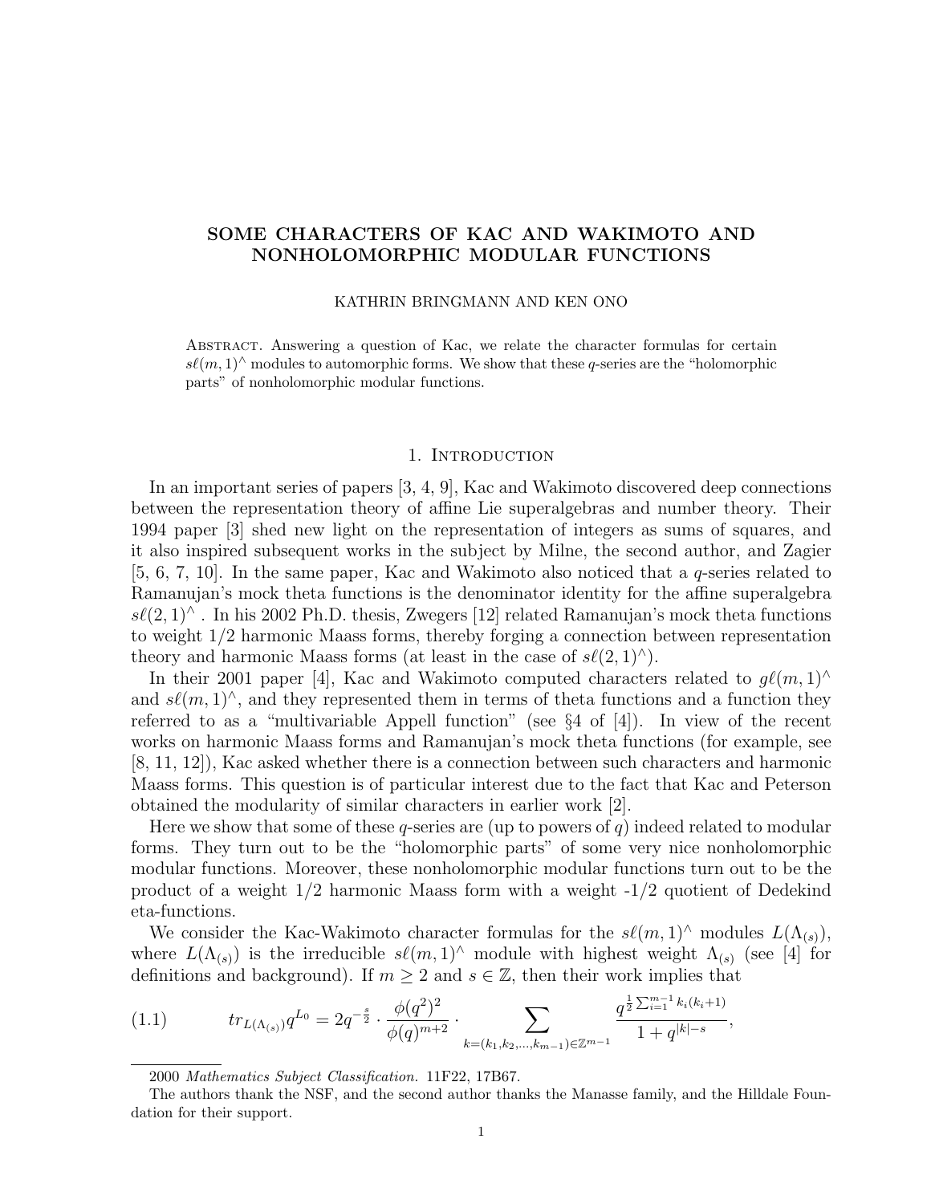# SOME CHARACTERS OF KAC AND WAKIMOTO AND NONHOLOMORPHIC MODULAR FUNCTIONS

KATHRIN BRINGMANN AND KEN ONO

Abstract. Answering a question of Kac, we relate the character formulas for certain $s\ell(m,1)^\wedge$ modules to automorphic forms. We show that these $q$-series are the "holomorphic parts" of nonholomorphic modular functions.

## 1. Introduction

In an important series of papers [3, 4, 9], Kac and Wakimoto discovered deep connections between the representation theory of affine Lie superalgebras and number theory. Their 1994 paper [3] shed new light on the representation of integers as sums of squares, and it also inspired subsequent works in the subject by Milne, the second author, and Zagier [5, 6, 7, 10]. In the same paper, Kac and Wakimoto also noticed that a $q$-series related to Ramanujan's mock theta functions is the denominator identity for the affine superalgebra $s\ell(2,1)^\wedge$. In his 2002 Ph.D. thesis, Zwegers [12] related Ramanujan's mock theta functions to weight 1/2 harmonic Maass forms, thereby forging a connection between representation theory and harmonic Maass forms (at least in the case of $s\ell(2,1)^\wedge$).

In their 2001 paper [4], Kac and Wakimoto computed characters related to $g\ell(m,1)^\wedge$ and $s\ell(m,1)^\wedge$, and they represented them in terms of theta functions and a function they referred to as a "multivariable Appell function" (see §4 of [4]). In view of the recent works on harmonic Maass forms and Ramanujan's mock theta functions (for example, see [8, 11, 12]), Kac asked whether there is a connection between such characters and harmonic Maass forms. This question is of particular interest due to the fact that Kac and Peterson obtained the modularity of similar characters in earlier work [2].

Here we show that some of these $q$-series are (up to powers of $q$) indeed related to modular forms. They turn out to be the "holomorphic parts" of some very nice nonholomorphic modular functions. Moreover, these nonholomorphic modular functions turn out to be the product of a weight 1/2 harmonic Maass form with a weight -1/2 quotient of Dedekind eta-functions.

We consider the Kac-Wakimoto character formulas for the $s\ell(m,1)^\wedge$ modules $L(\Lambda_{(s)})$, where $L(\Lambda_{(s)})$ is the irreducible $s\ell(m,1)^\wedge$ module with highest weight $\Lambda_{(s)}$ (see [4] for definitions and background). If $m \geq 2$ and $s \in \mathbb{Z}$, then their work implies that

$$tr_{L(\Lambda_{(s)})} q^{L_0} = 2q^{-\frac{s}{2}} \cdot \frac{\phi(q^2)^2}{\phi(q)^{m+2}} \cdot \sum_{k=(k_1,k_2,\ldots,k_{m-1})\in\mathbb{Z}^{m-1}} \frac{q^{\frac{1}{2}\sum_{i=1}^{m-1} k_i(k_i+1)}}{1+q^{|k|-s}}, \tag{1.1}$$

2000 *Mathematics Subject Classification.* 11F22, 17B67.

The authors thank the NSF, and the second author thanks the Manasse family, and the Hilldale Foundation for their support.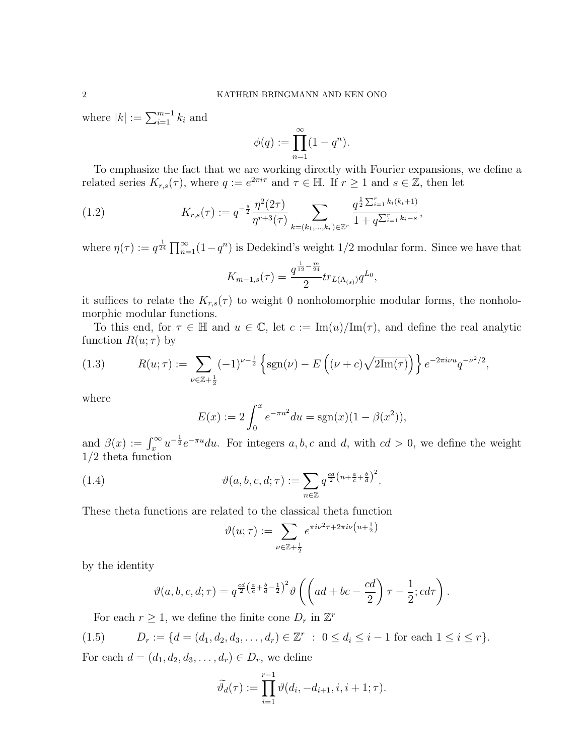where $|k| := \sum_{i=1}^{m-1} k_i$ and

$$\phi(q) := \prod_{n=1}^{\infty}(1-q^n).$$

To emphasize the fact that we are working directly with Fourier expansions, we define a related series $K_{r,s}(\tau)$, where $q := e^{2\pi i\tau}$ and $\tau \in \mathbb{H}$. If $r \geq 1$ and $s \in \mathbb{Z}$, then let

$$K_{r,s}(\tau) := q^{-\frac{s}{2}} \frac{\eta^2(2\tau)}{\eta^{r+3}(\tau)} \sum_{k=(k_1,\ldots,k_r)\in\mathbb{Z}^r} \frac{q^{\frac{1}{2}\sum_{i=1}^r k_i(k_i+1)}}{1+q^{\sum_{i=1}^r k_i - s}}, \tag{1.2}$$

where $\eta(\tau) := q^{\frac{1}{24}} \prod_{n=1}^{\infty}(1-q^n)$ is Dedekind's weight $1/2$ modular form. Since we have that

$$K_{m-1,s}(\tau) = \frac{q^{\frac{1}{12}-\frac{m}{24}}}{2} tr_{L(\Lambda_{(s)})} q^{L_0},$$

it suffices to relate the $K_{r,s}(\tau)$ to weight 0 nonholomorphic modular forms, the nonholomorphic modular functions.

To this end, for $\tau \in \mathbb{H}$ and $u \in \mathbb{C}$, let $c := \mathrm{Im}(u)/\mathrm{Im}(\tau)$, and define the real analytic function $R(u;\tau)$ by

$$R(u;\tau) := \sum_{\nu\in\mathbb{Z}+\frac{1}{2}} (-1)^{\nu-\frac{1}{2}} \left\{ \mathrm{sgn}(\nu) - E\left((\nu+c)\sqrt{2\mathrm{Im}(\tau)}\right) \right\} e^{-2\pi i\nu u} q^{-\nu^2/2}, \tag{1.3}$$

where

$$E(x) := 2\int_0^x e^{-\pi u^2} du = \mathrm{sgn}(x)(1-\beta(x^2)),$$

and $\beta(x) := \int_x^{\infty} u^{-\frac{1}{2}} e^{-\pi u} du$. For integers $a, b, c$ and $d$, with $cd > 0$, we define the weight $1/2$ theta function

$$\vartheta(a,b,c,d;\tau) := \sum_{n\in\mathbb{Z}} q^{\frac{cd}{2}\left(n+\frac{a}{c}+\frac{b}{d}\right)^2}. \tag{1.4}$$

These theta functions are related to the classical theta function

$$\vartheta(u;\tau) := \sum_{\nu\in\mathbb{Z}+\frac{1}{2}} e^{\pi i\nu^2\tau + 2\pi i\nu\left(u+\frac{1}{2}\right)}$$

by the identity

$$\vartheta(a,b,c,d;\tau) = q^{\frac{cd}{2}\left(\frac{a}{c}+\frac{b}{d}-\frac{1}{2}\right)^2} \vartheta\left(\left(ad+bc-\frac{cd}{2}\right)\tau - \frac{1}{2}; cd\tau\right).$$

For each $r \geq 1$, we define the finite cone $D_r$ in $\mathbb{Z}^r$

$$D_r := \{d = (d_1, d_2, d_3, \ldots, d_r) \in \mathbb{Z}^r \ : \ 0 \leq d_i \leq i-1 \text{ for each } 1 \leq i \leq r\}. \tag{1.5}$$

For each $d = (d_1, d_2, d_3, \ldots, d_r) \in D_r$, we define

$$\widetilde{\vartheta}_d(\tau) := \prod_{i=1}^{r-1} \vartheta(d_i, -d_{i+1}, i, i+1; \tau).$$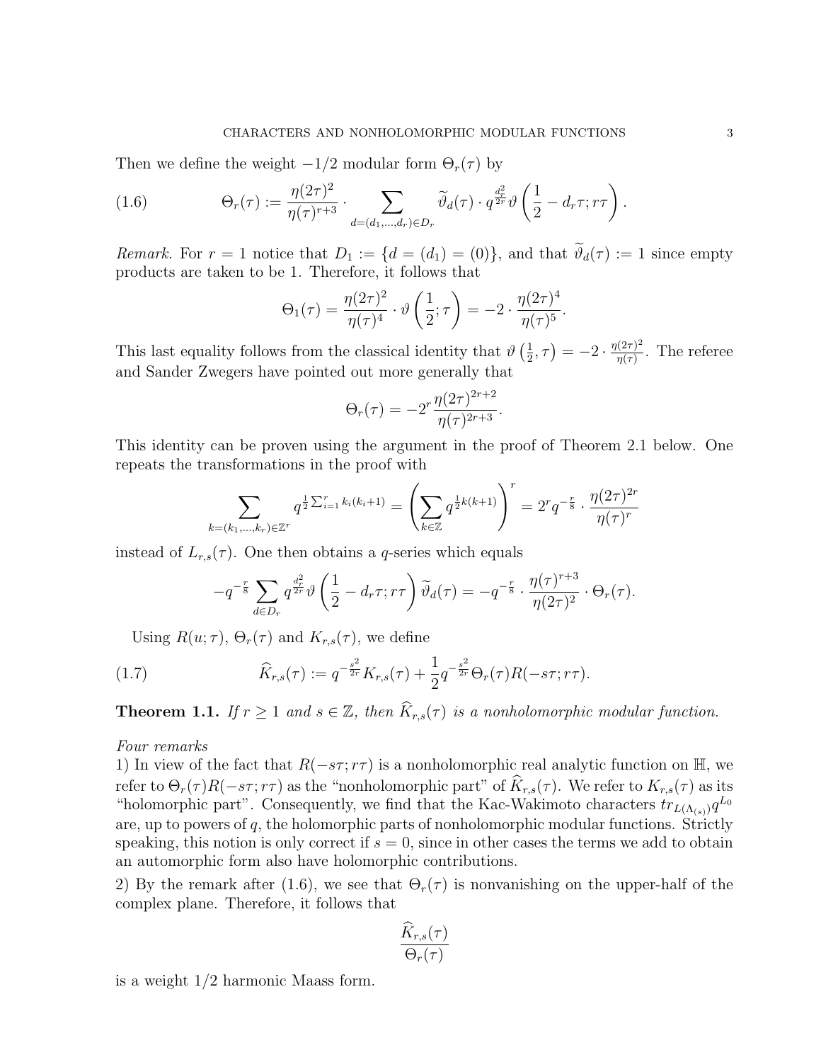Then we define the weight $-1/2$ modular form $\Theta_r(\tau)$ by

$$\Theta_r(\tau) := \frac{\eta(2\tau)^2}{\eta(\tau)^{r+3}} \cdot \sum_{d=(d_1,\ldots,d_r)\in D_r} \widetilde{\vartheta}_d(\tau) \cdot q^{\frac{d_r^2}{2r}} \vartheta\left(\frac{1}{2} - d_r\tau; r\tau\right). \tag{1.6}$$

*Remark.* For $r = 1$ notice that $D_1 := \{d = (d_1) = (0)\}$, and that $\widetilde{\vartheta}_d(\tau) := 1$ since empty products are taken to be 1. Therefore, it follows that

$$\Theta_1(\tau) = \frac{\eta(2\tau)^2}{\eta(\tau)^4} \cdot \vartheta\left(\frac{1}{2}; \tau\right) = -2 \cdot \frac{\eta(2\tau)^4}{\eta(\tau)^5}.$$

This last equality follows from the classical identity that $\vartheta\left(\frac{1}{2}, \tau\right) = -2 \cdot \frac{\eta(2\tau)^2}{\eta(\tau)}$. The referee and Sander Zwegers have pointed out more generally that

$$\Theta_r(\tau) = -2^r \frac{\eta(2\tau)^{2r+2}}{\eta(\tau)^{2r+3}}.$$

This identity can be proven using the argument in the proof of Theorem 2.1 below. One repeats the transformations in the proof with

$$\sum_{k=(k_1,\ldots,k_r)\in\mathbb{Z}^r} q^{\frac{1}{2}\sum_{i=1}^r k_i(k_i+1)} = \left(\sum_{k\in\mathbb{Z}} q^{\frac{1}{2}k(k+1)}\right)^r = 2^r q^{-\frac{r}{8}} \cdot \frac{\eta(2\tau)^{2r}}{\eta(\tau)^r}$$

instead of $L_{r,s}(\tau)$. One then obtains a $q$-series which equals

$$-q^{-\frac{r}{8}} \sum_{d\in D_r} q^{\frac{d_r^2}{2r}} \vartheta\left(\frac{1}{2} - d_r\tau; r\tau\right) \widetilde{\vartheta}_d(\tau) = -q^{-\frac{r}{8}} \cdot \frac{\eta(\tau)^{r+3}}{\eta(2\tau)^2} \cdot \Theta_r(\tau).$$

Using $R(u;\tau)$, $\Theta_r(\tau)$ and $K_{r,s}(\tau)$, we define

$$\widehat{K}_{r,s}(\tau) := q^{-\frac{s^2}{2r}} K_{r,s}(\tau) + \frac{1}{2} q^{-\frac{s^2}{2r}} \Theta_r(\tau) R(-s\tau; r\tau). \tag{1.7}$$

**Theorem 1.1.** *If $r \geq 1$ and $s \in \mathbb{Z}$, then $\widehat{K}_{r,s}(\tau)$ is a nonholomorphic modular function.*

*Four remarks*

1) In view of the fact that $R(-s\tau; r\tau)$ is a nonholomorphic real analytic function on $\mathbb{H}$, we refer to $\Theta_r(\tau)R(-s\tau; r\tau)$ as the "nonholomorphic part" of $\widehat{K}_{r,s}(\tau)$. We refer to $K_{r,s}(\tau)$ as its "holomorphic part". Consequently, we find that the Kac-Wakimoto characters $tr_{L(\Lambda_{(s)})} q^{L_0}$ are, up to powers of $q$, the holomorphic parts of nonholomorphic modular functions. Strictly speaking, this notion is only correct if $s = 0$, since in other cases the terms we add to obtain an automorphic form also have holomorphic contributions.

2) By the remark after (1.6), we see that $\Theta_r(\tau)$ is nonvanishing on the upper-half of the complex plane. Therefore, it follows that

$$\frac{\widehat{K}_{r,s}(\tau)}{\Theta_r(\tau)}$$

is a weight $1/2$ harmonic Maass form.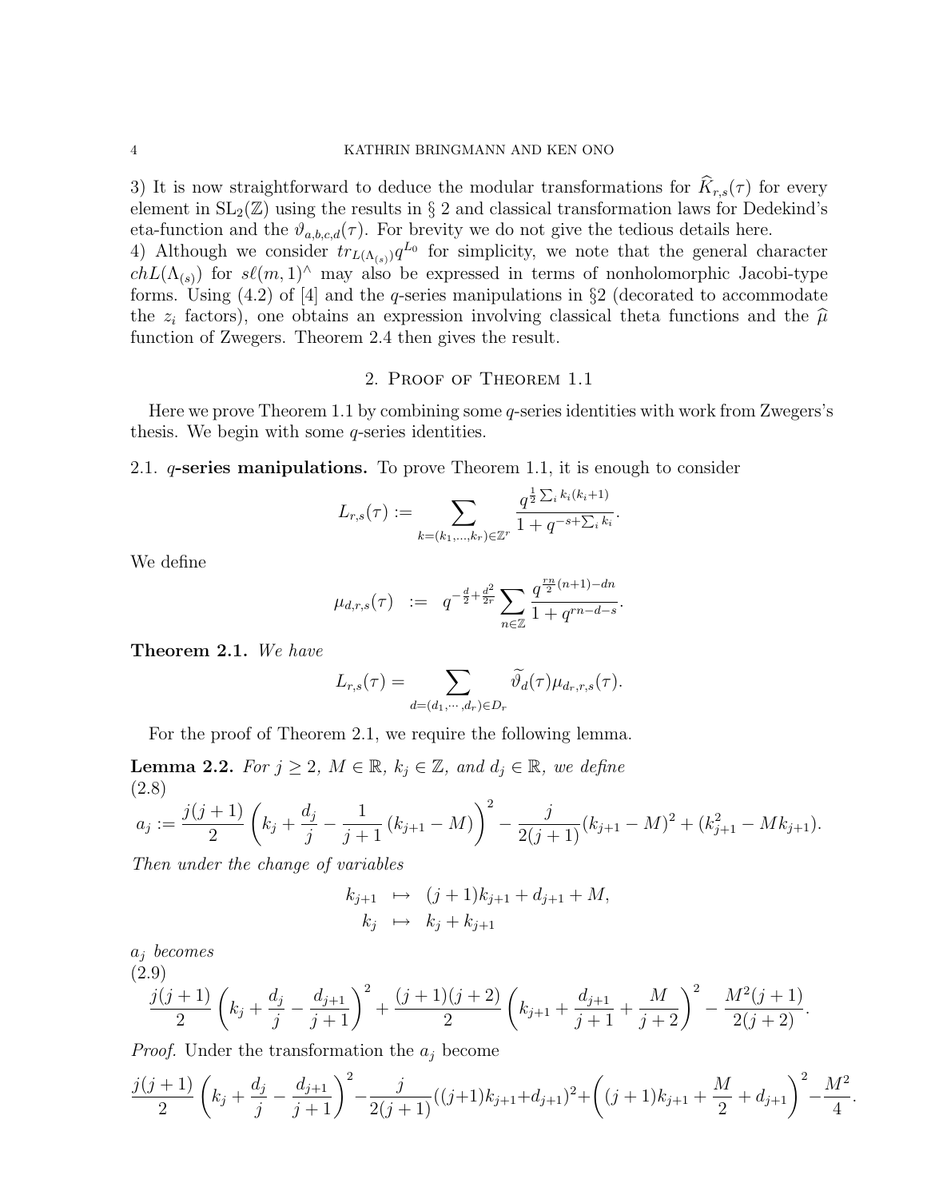3) It is now straightforward to deduce the modular transformations for $\widehat{K}_{r,s}(\tau)$ for every element in $\mathrm{SL}_2(\mathbb{Z})$ using the results in § 2 and classical transformation laws for Dedekind's eta-function and the $\vartheta_{a,b,c,d}(\tau)$. For brevity we do not give the tedious details here.
4) Although we consider $tr_{L(\Lambda_{(s)})} q^{L_0}$ for simplicity, we note that the general character $chL(\Lambda_{(s)})$ for $s\ell(m,1)^\wedge$ may also be expressed in terms of nonholomorphic Jacobi-type forms. Using (4.2) of [4] and the $q$-series manipulations in §2 (decorated to accommodate the $z_i$ factors), one obtains an expression involving classical theta functions and the $\widehat{\mu}$ function of Zwegers. Theorem 2.4 then gives the result.

## 2. Proof of Theorem 1.1

Here we prove Theorem 1.1 by combining some $q$-series identities with work from Zwegers's thesis. We begin with some $q$-series identities.

**2.1. $q$-series manipulations.** To prove Theorem 1.1, it is enough to consider

$$L_{r,s}(\tau) := \sum_{k=(k_1,\ldots,k_r)\in\mathbb{Z}^r} \frac{q^{\frac{1}{2}\sum_i k_i(k_i+1)}}{1+q^{-s+\sum_i k_i}}.$$

We define

$$\mu_{d,r,s}(\tau) \;\; := \;\; q^{-\frac{d}{2}+\frac{d^2}{2r}} \sum_{n\in\mathbb{Z}} \frac{q^{\frac{rn}{2}(n+1)-dn}}{1+q^{rn-d-s}}.$$

**Theorem 2.1.** *We have*

$$L_{r,s}(\tau) = \sum_{d=(d_1,\cdots,d_r)\in D_r} \widetilde{\vartheta}_d(\tau)\mu_{d_r,r,s}(\tau).$$

For the proof of Theorem 2.1, we require the following lemma.

**Lemma 2.2.** *For $j\geq 2$, $M\in\mathbb{R}$, $k_j\in\mathbb{Z}$, and $d_j\in\mathbb{R}$, we define*
(2.8)
$$a_j := \frac{j(j+1)}{2}\left(k_j + \frac{d_j}{j} - \frac{1}{j+1}\left(k_{j+1}-M\right)\right)^2 - \frac{j}{2(j+1)}(k_{j+1}-M)^2 + (k_{j+1}^2 - Mk_{j+1}).$$
*Then under the change of variables*

$$\begin{aligned} k_{j+1} &\mapsto (j+1)k_{j+1} + d_{j+1} + M, \\ k_j &\mapsto k_j + k_{j+1} \end{aligned}$$

*$a_j$ becomes*
(2.9)
$$\frac{j(j+1)}{2}\left(k_j + \frac{d_j}{j} - \frac{d_{j+1}}{j+1}\right)^2 + \frac{(j+1)(j+2)}{2}\left(k_{j+1} + \frac{d_{j+1}}{j+1} + \frac{M}{j+2}\right)^2 - \frac{M^2(j+1)}{2(j+2)}.$$

*Proof.* Under the transformation the $a_j$ become

$$\frac{j(j+1)}{2}\left(k_j + \frac{d_j}{j} - \frac{d_{j+1}}{j+1}\right)^2 - \frac{j}{2(j+1)}((j+1)k_{j+1}+d_{j+1})^2 + \left((j+1)k_{j+1} + \frac{M}{2} + d_{j+1}\right)^2 - \frac{M^2}{4}.$$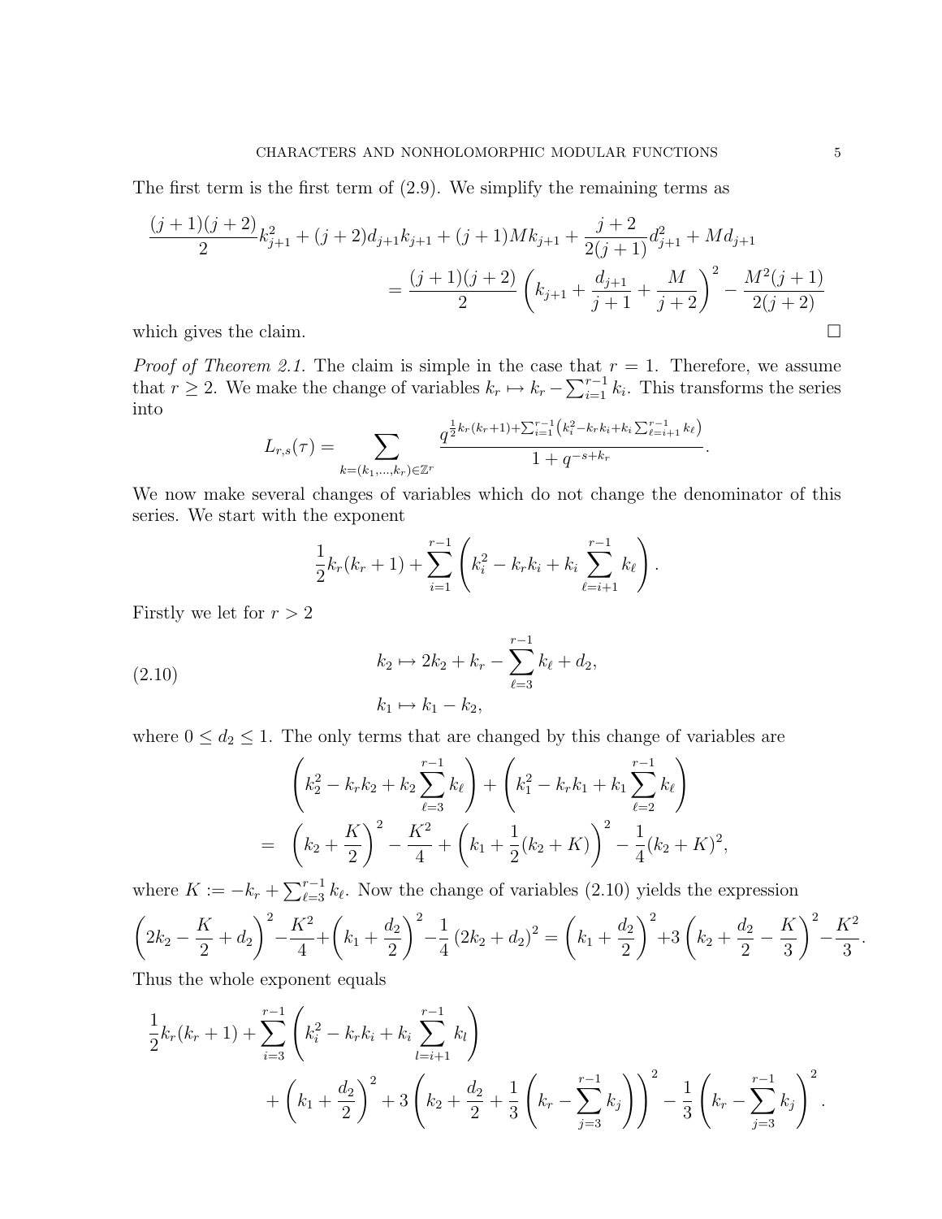The first term is the first term of (2.9). We simplify the remaining terms as

$$\frac{(j+1)(j+2)}{2}k_{j+1}^2 + (j+2)d_{j+1}k_{j+1} + (j+1)Mk_{j+1} + \frac{j+2}{2(j+1)}d_{j+1}^2 + Md_{j+1}$$
$$= \frac{(j+1)(j+2)}{2}\left(k_{j+1} + \frac{d_{j+1}}{j+1} + \frac{M}{j+2}\right)^2 - \frac{M^2(j+1)}{2(j+2)}$$

which gives the claim. $\square$

*Proof of Theorem 2.1.* The claim is simple in the case that $r = 1$. Therefore, we assume that $r \geq 2$. We make the change of variables $k_r \mapsto k_r - \sum_{i=1}^{r-1} k_i$. This transforms the series into

$$L_{r,s}(\tau) = \sum_{k=(k_1,\ldots,k_r)\in\mathbb{Z}^r} \frac{q^{\frac{1}{2}k_r(k_r+1)+\sum_{i=1}^{r-1}\left(k_i^2 - k_r k_i + k_i \sum_{\ell=i+1}^{r-1} k_\ell\right)}}{1 + q^{-s+k_r}}.$$

We now make several changes of variables which do not change the denominator of this series. We start with the exponent

$$\frac{1}{2}k_r(k_r+1) + \sum_{i=1}^{r-1}\left(k_i^2 - k_r k_i + k_i \sum_{\ell=i+1}^{r-1} k_\ell\right).$$

Firstly we let for $r > 2$

$$k_2 \mapsto 2k_2 + k_r - \sum_{\ell=3}^{r-1} k_\ell + d_2, \tag{2.10}$$
$$k_1 \mapsto k_1 - k_2,$$

where $0 \leq d_2 \leq 1$. The only terms that are changed by this change of variables are

$$\left(k_2^2 - k_r k_2 + k_2 \sum_{\ell=3}^{r-1} k_\ell\right) + \left(k_1^2 - k_r k_1 + k_1 \sum_{\ell=2}^{r-1} k_\ell\right)$$
$$= \left(k_2 + \frac{K}{2}\right)^2 - \frac{K^2}{4} + \left(k_1 + \frac{1}{2}(k_2 + K)\right)^2 - \frac{1}{4}(k_2 + K)^2,$$

where $K := -k_r + \sum_{\ell=3}^{r-1} k_\ell$. Now the change of variables (2.10) yields the expression

$$\left(2k_2 - \frac{K}{2} + d_2\right)^2 - \frac{K^2}{4} + \left(k_1 + \frac{d_2}{2}\right)^2 - \frac{1}{4}\left(2k_2 + d_2\right)^2 = \left(k_1 + \frac{d_2}{2}\right)^2 + 3\left(k_2 + \frac{d_2}{2} - \frac{K}{3}\right)^2 - \frac{K^2}{3}.$$

Thus the whole exponent equals

$$\frac{1}{2}k_r(k_r+1) + \sum_{i=3}^{r-1}\left(k_i^2 - k_r k_i + k_i \sum_{l=i+1}^{r-1} k_l\right)$$
$$+ \left(k_1 + \frac{d_2}{2}\right)^2 + 3\left(k_2 + \frac{d_2}{2} + \frac{1}{3}\left(k_r - \sum_{j=3}^{r-1} k_j\right)\right)^2 - \frac{1}{3}\left(k_r - \sum_{j=3}^{r-1} k_j\right)^2.$$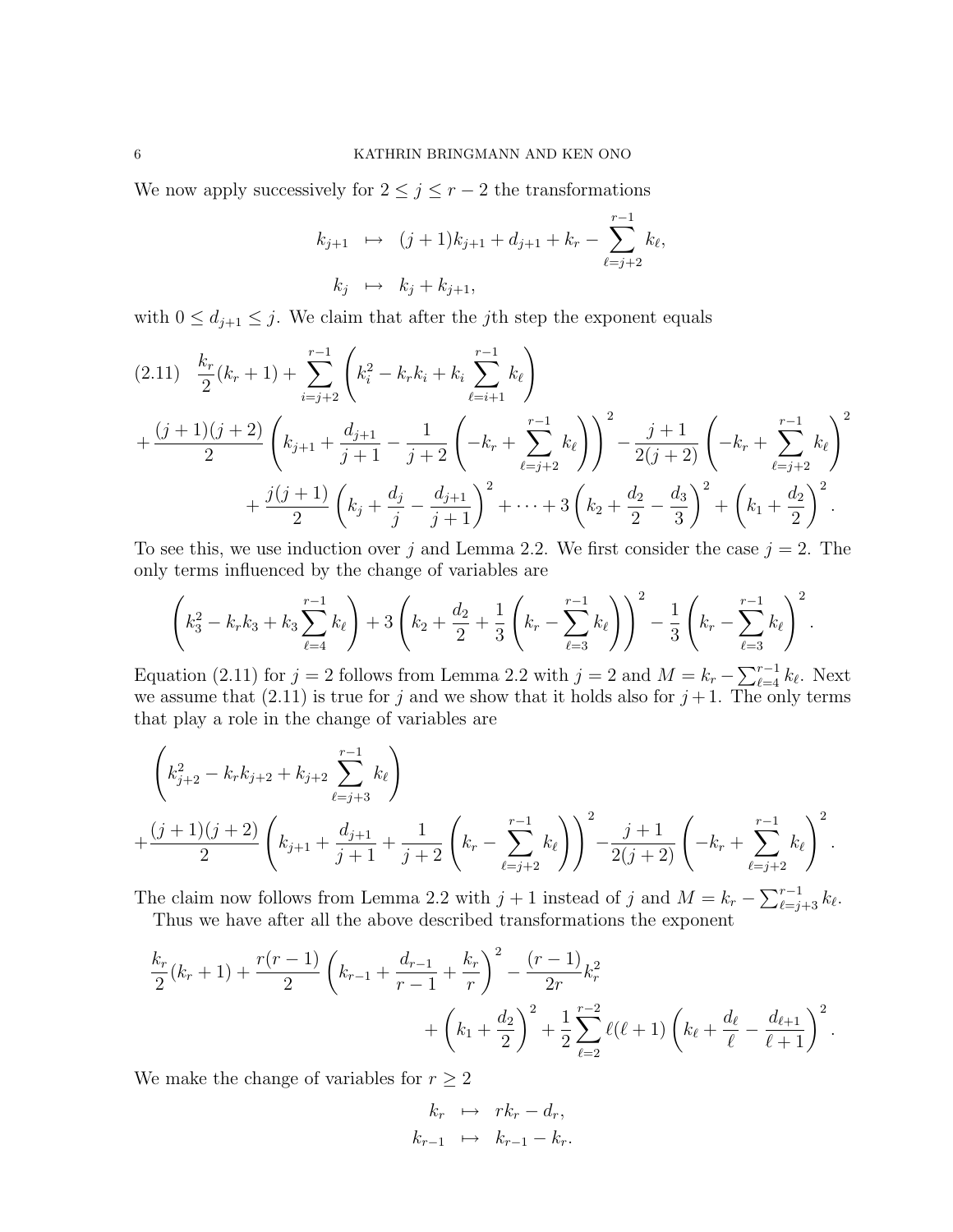We now apply successively for $2 \leq j \leq r-2$ the transformations

$$\begin{aligned} k_{j+1} &\mapsto (j+1)k_{j+1} + d_{j+1} + k_r - \sum_{\ell=j+2}^{r-1} k_\ell, \\ k_j &\mapsto k_j + k_{j+1}, \end{aligned}$$

with $0 \leq d_{j+1} \leq j$. We claim that after the $j$th step the exponent equals

$$\begin{aligned} (2.11) \quad & \frac{k_r}{2}(k_r+1) + \sum_{i=j+2}^{r-1} \left( k_i^2 - k_r k_i + k_i \sum_{\ell=i+1}^{r-1} k_\ell \right) \\ &+ \frac{(j+1)(j+2)}{2} \left( k_{j+1} + \frac{d_{j+1}}{j+1} - \frac{1}{j+2} \left( -k_r + \sum_{\ell=j+2}^{r-1} k_\ell \right) \right)^2 - \frac{j+1}{2(j+2)} \left( -k_r + \sum_{\ell=j+2}^{r-1} k_\ell \right)^2 \\ &\qquad + \frac{j(j+1)}{2} \left( k_j + \frac{d_j}{j} - \frac{d_{j+1}}{j+1} \right)^2 + \cdots + 3 \left( k_2 + \frac{d_2}{2} - \frac{d_3}{3} \right)^2 + \left( k_1 + \frac{d_2}{2} \right)^2. \end{aligned}$$

To see this, we use induction over $j$ and Lemma 2.2. We first consider the case $j=2$. The only terms influenced by the change of variables are

$$\left( k_3^2 - k_r k_3 + k_3 \sum_{\ell=4}^{r-1} k_\ell \right) + 3 \left( k_2 + \frac{d_2}{2} + \frac{1}{3} \left( k_r - \sum_{\ell=3}^{r-1} k_\ell \right) \right)^2 - \frac{1}{3} \left( k_r - \sum_{\ell=3}^{r-1} k_\ell \right)^2.$$

Equation (2.11) for $j=2$ follows from Lemma 2.2 with $j=2$ and $M = k_r - \sum_{\ell=4}^{r-1} k_\ell$. Next we assume that (2.11) is true for $j$ and we show that it holds also for $j+1$. The only terms that play a role in the change of variables are

$$\begin{aligned} & \left( k_{j+2}^2 - k_r k_{j+2} + k_{j+2} \sum_{\ell=j+3}^{r-1} k_\ell \right) \\ &+ \frac{(j+1)(j+2)}{2} \left( k_{j+1} + \frac{d_{j+1}}{j+1} + \frac{1}{j+2} \left( k_r - \sum_{\ell=j+2}^{r-1} k_\ell \right) \right)^2 - \frac{j+1}{2(j+2)} \left( -k_r + \sum_{\ell=j+2}^{r-1} k_\ell \right)^2. \end{aligned}$$

The claim now follows from Lemma 2.2 with $j+1$ instead of $j$ and $M = k_r - \sum_{\ell=j+3}^{r-1} k_\ell$.

Thus we have after all the above described transformations the exponent

$$\begin{aligned} & \frac{k_r}{2}(k_r+1) + \frac{r(r-1)}{2} \left( k_{r-1} + \frac{d_{r-1}}{r-1} + \frac{k_r}{r} \right)^2 - \frac{(r-1)}{2r} k_r^2 \\ &\qquad + \left( k_1 + \frac{d_2}{2} \right)^2 + \frac{1}{2} \sum_{\ell=2}^{r-2} \ell(\ell+1) \left( k_\ell + \frac{d_\ell}{\ell} - \frac{d_{\ell+1}}{\ell+1} \right)^2. \end{aligned}$$

We make the change of variables for $r \geq 2$

$$\begin{aligned} k_r &\mapsto r k_r - d_r, \\ k_{r-1} &\mapsto k_{r-1} - k_r. \end{aligned}$$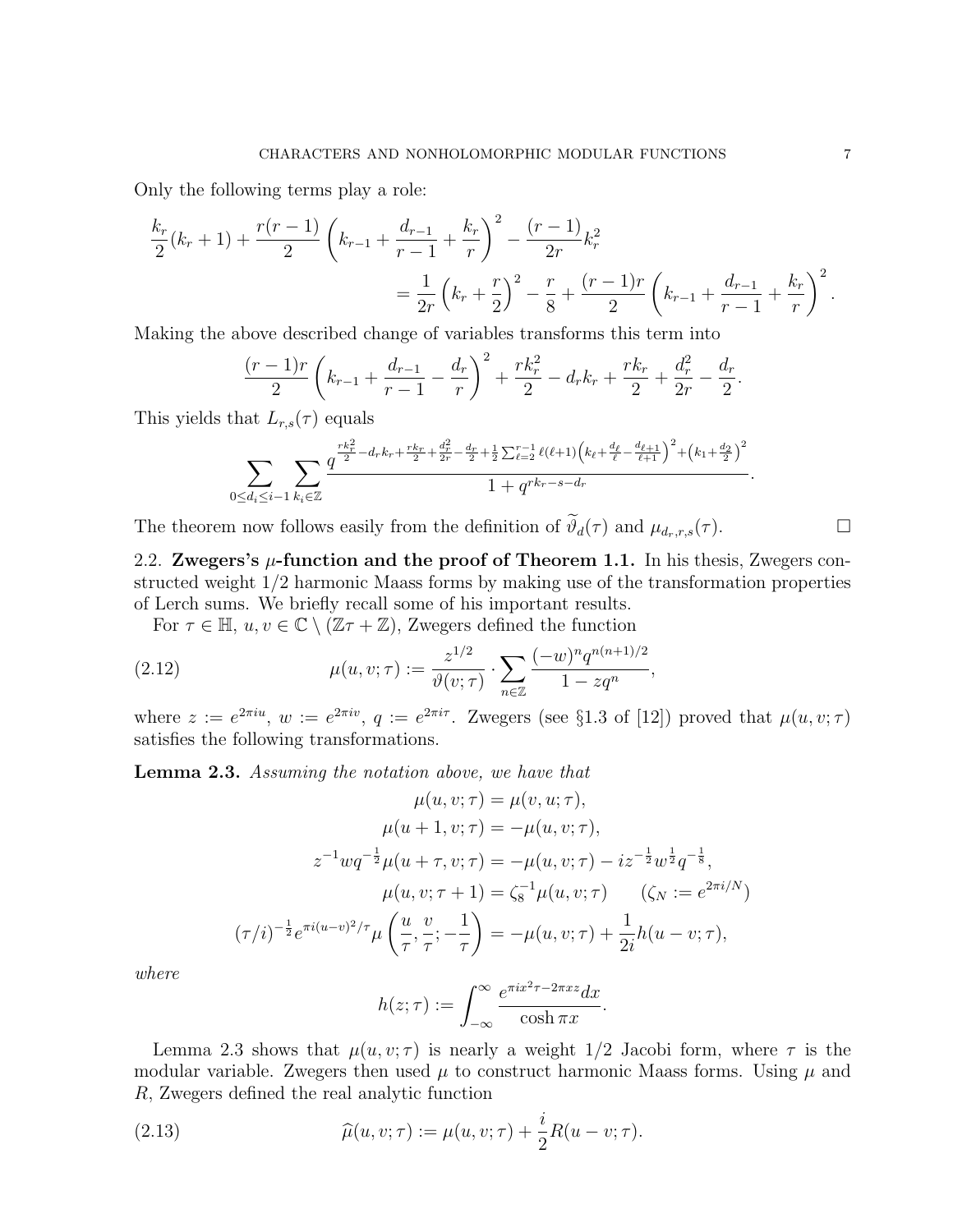Only the following terms play a role:

$$\frac{k_r}{2}(k_r+1)+\frac{r(r-1)}{2}\left(k_{r-1}+\frac{d_{r-1}}{r-1}+\frac{k_r}{r}\right)^2-\frac{(r-1)}{2r}k_r^2$$
$$=\frac{1}{2r}\left(k_r+\frac{r}{2}\right)^2-\frac{r}{8}+\frac{(r-1)r}{2}\left(k_{r-1}+\frac{d_{r-1}}{r-1}+\frac{k_r}{r}\right)^2.$$

Making the above described change of variables transforms this term into

$$\frac{(r-1)r}{2}\left(k_{r-1}+\frac{d_{r-1}}{r-1}-\frac{d_r}{r}\right)^2+\frac{rk_r^2}{2}-d_rk_r+\frac{rk_r}{2}+\frac{d_r^2}{2r}-\frac{d_r}{2}.$$

This yields that $L_{r,s}(\tau)$ equals

$$\sum_{0\le d_i\le i-1}\sum_{k_i\in\mathbb{Z}}\frac{q^{\frac{rk_r^2}{2}-d_rk_r+\frac{rk_r}{2}+\frac{d_r^2}{2r}-\frac{d_r}{2}+\frac{1}{2}\sum_{\ell=2}^{r-1}\ell(\ell+1)\left(k_\ell+\frac{d_\ell}{\ell}-\frac{d_{\ell+1}}{\ell+1}\right)^2+\left(k_1+\frac{d_2}{2}\right)^2}}{1+q^{rk_r-s-d_r}}.$$

The theorem now follows easily from the definition of $\widetilde{\vartheta}_d(\tau)$ and $\mu_{d_r,r,s}(\tau)$. $\square$

## 2.2. Zwegers's $\mu$-function and the proof of Theorem 1.1.

In his thesis, Zwegers constructed weight 1/2 harmonic Maass forms by making use of the transformation properties of Lerch sums. We briefly recall some of his important results.

For $\tau\in\mathbb{H}$, $u,v\in\mathbb{C}\setminus(\mathbb{Z}\tau+\mathbb{Z})$, Zwegers defined the function

$$\mu(u,v;\tau):=\frac{z^{1/2}}{\vartheta(v;\tau)}\cdot\sum_{n\in\mathbb{Z}}\frac{(-w)^nq^{n(n+1)/2}}{1-zq^n},\tag{2.12}$$

where $z:=e^{2\pi iu}$, $w:=e^{2\pi iv}$, $q:=e^{2\pi i\tau}$. Zwegers (see §1.3 of [12]) proved that $\mu(u,v;\tau)$ satisfies the following transformations.

**Lemma 2.3.** *Assuming the notation above, we have that*

$$\mu(u,v;\tau)=\mu(v,u;\tau),$$
$$\mu(u+1,v;\tau)=-\mu(u,v;\tau),$$
$$z^{-1}wq^{-\frac{1}{2}}\mu(u+\tau,v;\tau)=-\mu(u,v;\tau)-iz^{-\frac{1}{2}}w^{\frac{1}{2}}q^{-\frac{1}{8}},$$
$$\mu(u,v;\tau+1)=\zeta_8^{-1}\mu(u,v;\tau)\qquad(\zeta_N:=e^{2\pi i/N})$$
$$(\tau/i)^{-\frac{1}{2}}e^{\pi i(u-v)^2/\tau}\mu\left(\frac{u}{\tau},\frac{v}{\tau};-\frac{1}{\tau}\right)=-\mu(u,v;\tau)+\frac{1}{2i}h(u-v;\tau),$$

*where*

$$h(z;\tau):=\int_{-\infty}^{\infty}\frac{e^{\pi ix^2\tau-2\pi xz}dx}{\cosh\pi x}.$$

Lemma 2.3 shows that $\mu(u,v;\tau)$ is nearly a weight 1/2 Jacobi form, where $\tau$ is the modular variable. Zwegers then used $\mu$ to construct harmonic Maass forms. Using $\mu$ and $R$, Zwegers defined the real analytic function

$$\widehat{\mu}(u,v;\tau):=\mu(u,v;\tau)+\frac{i}{2}R(u-v;\tau).\tag{2.13}$$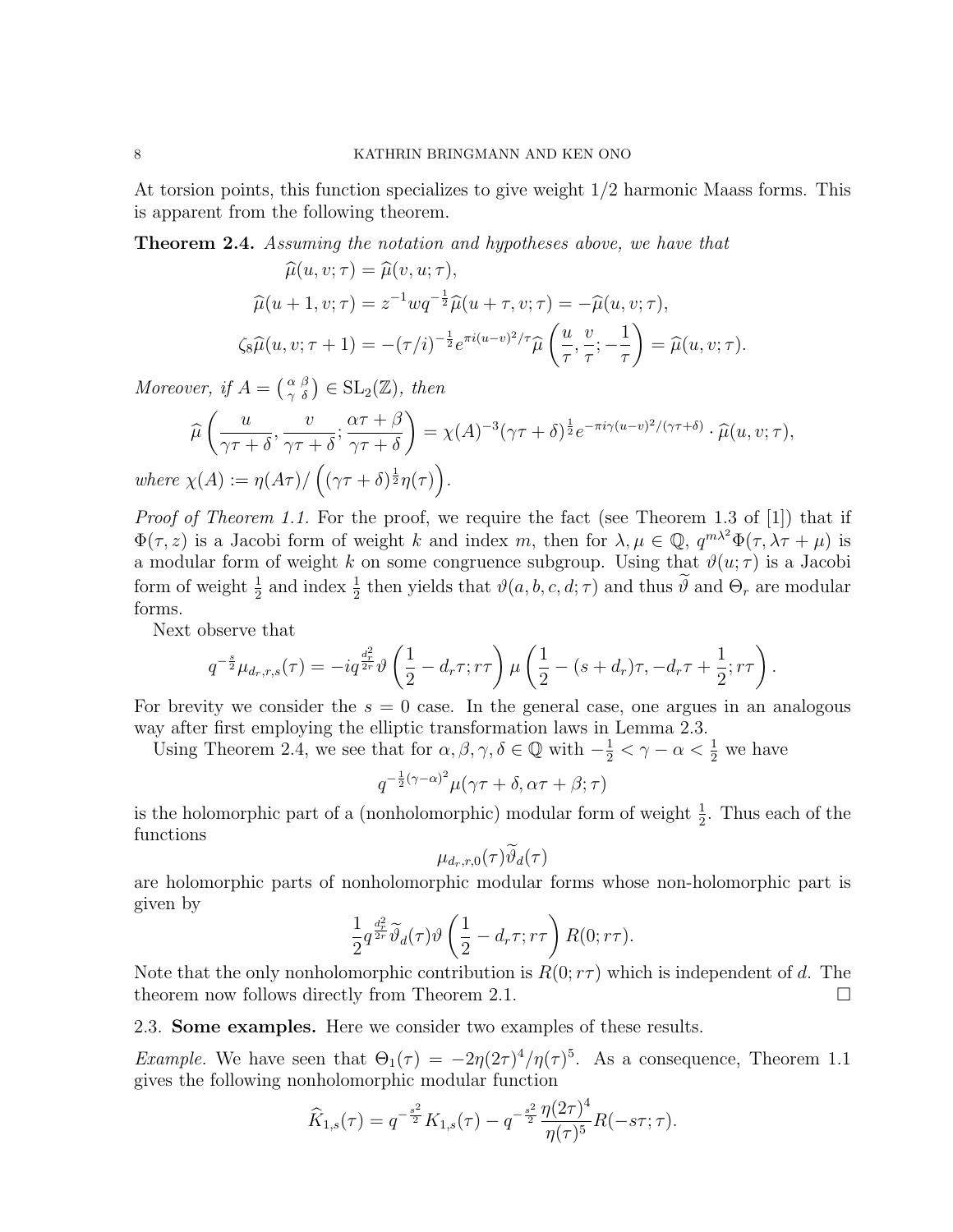At torsion points, this function specializes to give weight 1/2 harmonic Maass forms. This is apparent from the following theorem.

**Theorem 2.4.** *Assuming the notation and hypotheses above, we have that*

$$\widehat{\mu}(u, v; \tau) = \widehat{\mu}(v, u; \tau),$$

$$\widehat{\mu}(u + 1, v; \tau) = z^{-1} w q^{-\frac{1}{2}} \widehat{\mu}(u + \tau, v; \tau) = -\widehat{\mu}(u, v; \tau),$$

$$\zeta_8 \widehat{\mu}(u, v; \tau + 1) = -(\tau/i)^{-\frac{1}{2}} e^{\pi i (u-v)^2/\tau} \widehat{\mu}\left(\frac{u}{\tau}, \frac{v}{\tau}; -\frac{1}{\tau}\right) = \widehat{\mu}(u, v; \tau).$$

*Moreover, if* $A = \left(\begin{smallmatrix} \alpha & \beta \\ \gamma & \delta \end{smallmatrix}\right) \in \mathrm{SL}_2(\mathbb{Z})$*, then*

$$\widehat{\mu}\left(\frac{u}{\gamma\tau + \delta}, \frac{v}{\gamma\tau + \delta}; \frac{\alpha\tau + \beta}{\gamma\tau + \delta}\right) = \chi(A)^{-3} (\gamma\tau + \delta)^{\frac{1}{2}} e^{-\pi i \gamma (u-v)^2/(\gamma\tau + \delta)} \cdot \widehat{\mu}(u, v; \tau),$$

*where* $\chi(A) := \eta(A\tau) / \left((\gamma\tau + \delta)^{\frac{1}{2}} \eta(\tau)\right)$.

*Proof of Theorem 1.1.* For the proof, we require the fact (see Theorem 1.3 of [1]) that if $\Phi(\tau, z)$ is a Jacobi form of weight $k$ and index $m$, then for $\lambda, \mu \in \mathbb{Q}$, $q^{m\lambda^2} \Phi(\tau, \lambda\tau + \mu)$ is a modular form of weight $k$ on some congruence subgroup. Using that $\vartheta(u; \tau)$ is a Jacobi form of weight $\frac{1}{2}$ and index $\frac{1}{2}$ then yields that $\vartheta(a, b, c, d; \tau)$ and thus $\widetilde{\vartheta}$ and $\Theta_r$ are modular forms.

Next observe that

$$q^{-\frac{s}{2}} \mu_{d_r, r, s}(\tau) = -i q^{\frac{d_r^2}{2r}} \vartheta\left(\frac{1}{2} - d_r\tau; r\tau\right) \mu\left(\frac{1}{2} - (s + d_r)\tau, -d_r\tau + \frac{1}{2}; r\tau\right).$$

For brevity we consider the $s = 0$ case. In the general case, one argues in an analogous way after first employing the elliptic transformation laws in Lemma 2.3.

Using Theorem 2.4, we see that for $\alpha, \beta, \gamma, \delta \in \mathbb{Q}$ with $-\frac{1}{2} < \gamma - \alpha < \frac{1}{2}$ we have

$$q^{-\frac{1}{2}(\gamma - \alpha)^2} \mu(\gamma\tau + \delta, \alpha\tau + \beta; \tau)$$

is the holomorphic part of a (nonholomorphic) modular form of weight $\frac{1}{2}$. Thus each of the functions

$$\mu_{d_r, r, 0}(\tau) \widetilde{\vartheta}_d(\tau)$$

are holomorphic parts of nonholomorphic modular forms whose non-holomorphic part is given by

$$\frac{1}{2} q^{\frac{d_r^2}{2r}} \widetilde{\vartheta}_d(\tau) \vartheta\left(\frac{1}{2} - d_r\tau; r\tau\right) R(0; r\tau).$$

Note that the only nonholomorphic contribution is $R(0; r\tau)$ which is independent of $d$. The theorem now follows directly from Theorem 2.1. □

### 2.3. **Some examples.**

Here we consider two examples of these results.

*Example.* We have seen that $\Theta_1(\tau) = -2\eta(2\tau)^4/\eta(\tau)^5$. As a consequence, Theorem 1.1 gives the following nonholomorphic modular function

$$\widehat{K}_{1,s}(\tau) = q^{-\frac{s^2}{2}} K_{1,s}(\tau) - q^{-\frac{s^2}{2}} \frac{\eta(2\tau)^4}{\eta(\tau)^5} R(-s\tau; \tau).$$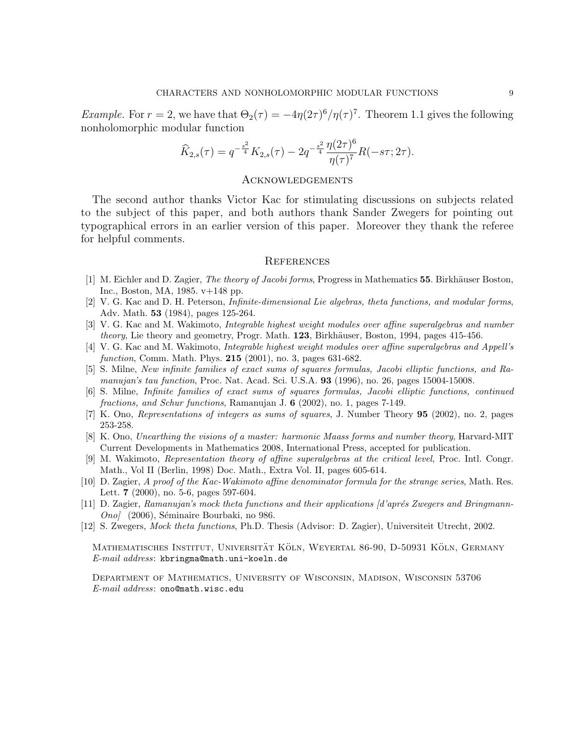*Example.* For $r = 2$, we have that $\Theta_2(\tau) = -4\eta(2\tau)^6/\eta(\tau)^7$. Theorem 1.1 gives the following nonholomorphic modular function

$$\widehat{K}_{2,s}(\tau) = q^{-\frac{s^2}{4}} K_{2,s}(\tau) - 2q^{-\frac{s^2}{4}} \frac{\eta(2\tau)^6}{\eta(\tau)^7} R(-s\tau; 2\tau).$$

## Acknowledgements

The second author thanks Victor Kac for stimulating discussions on subjects related to the subject of this paper, and both authors thank Sander Zwegers for pointing out typographical errors in an earlier version of this paper. Moreover they thank the referee for helpful comments.

## References

[1] M. Eichler and D. Zagier, *The theory of Jacobi forms*, Progress in Mathematics **55**. Birkhäuser Boston, Inc., Boston, MA, 1985. v+148 pp.

[2] V. G. Kac and D. H. Peterson, *Infinite-dimensional Lie algebras, theta functions, and modular forms*, Adv. Math. **53** (1984), pages 125-264.

[3] V. G. Kac and M. Wakimoto, *Integrable highest weight modules over affine superalgebras and number theory*, Lie theory and geometry, Progr. Math. **123**, Birkhäuser, Boston, 1994, pages 415-456.

[4] V. G. Kac and M. Wakimoto, *Integrable highest weight modules over affine superalgebras and Appell's function*, Comm. Math. Phys. **215** (2001), no. 3, pages 631-682.

[5] S. Milne, *New infinite families of exact sums of squares formulas, Jacobi elliptic functions, and Ramanujan's tau function*, Proc. Nat. Acad. Sci. U.S.A. **93** (1996), no. 26, pages 15004-15008.

[6] S. Milne, *Infinite families of exact sums of squares formulas, Jacobi elliptic functions, continued fractions, and Schur functions*, Ramanujan J. **6** (2002), no. 1, pages 7-149.

[7] K. Ono, *Representations of integers as sums of squares*, J. Number Theory **95** (2002), no. 2, pages 253-258.

[8] K. Ono, *Unearthing the visions of a master: harmonic Maass forms and number theory*, Harvard-MIT Current Developments in Mathematics 2008, International Press, accepted for publication.

[9] M. Wakimoto, *Representation theory of affine superalgebras at the critical level*, Proc. Intl. Congr. Math., Vol II (Berlin, 1998) Doc. Math., Extra Vol. II, pages 605-614.

[10] D. Zagier, *A proof of the Kac-Wakimoto affine denominator formula for the strange series*, Math. Res. Lett. **7** (2000), no. 5-6, pages 597-604.

[11] D. Zagier, *Ramanujan's mock theta functions and their applications [d'aprés Zwegers and Bringmann-Ono]* (2006), Séminaire Bourbaki, no 986.

[12] S. Zwegers, *Mock theta functions*, Ph.D. Thesis (Advisor: D. Zagier), Universiteit Utrecht, 2002.

Mathematisches Institut, Universität Köln, Weyertal 86-90, D-50931 Köln, Germany
*E-mail address*: kbringma@math.uni-koeln.de

Department of Mathematics, University of Wisconsin, Madison, Wisconsin 53706
*E-mail address*: ono@math.wisc.edu